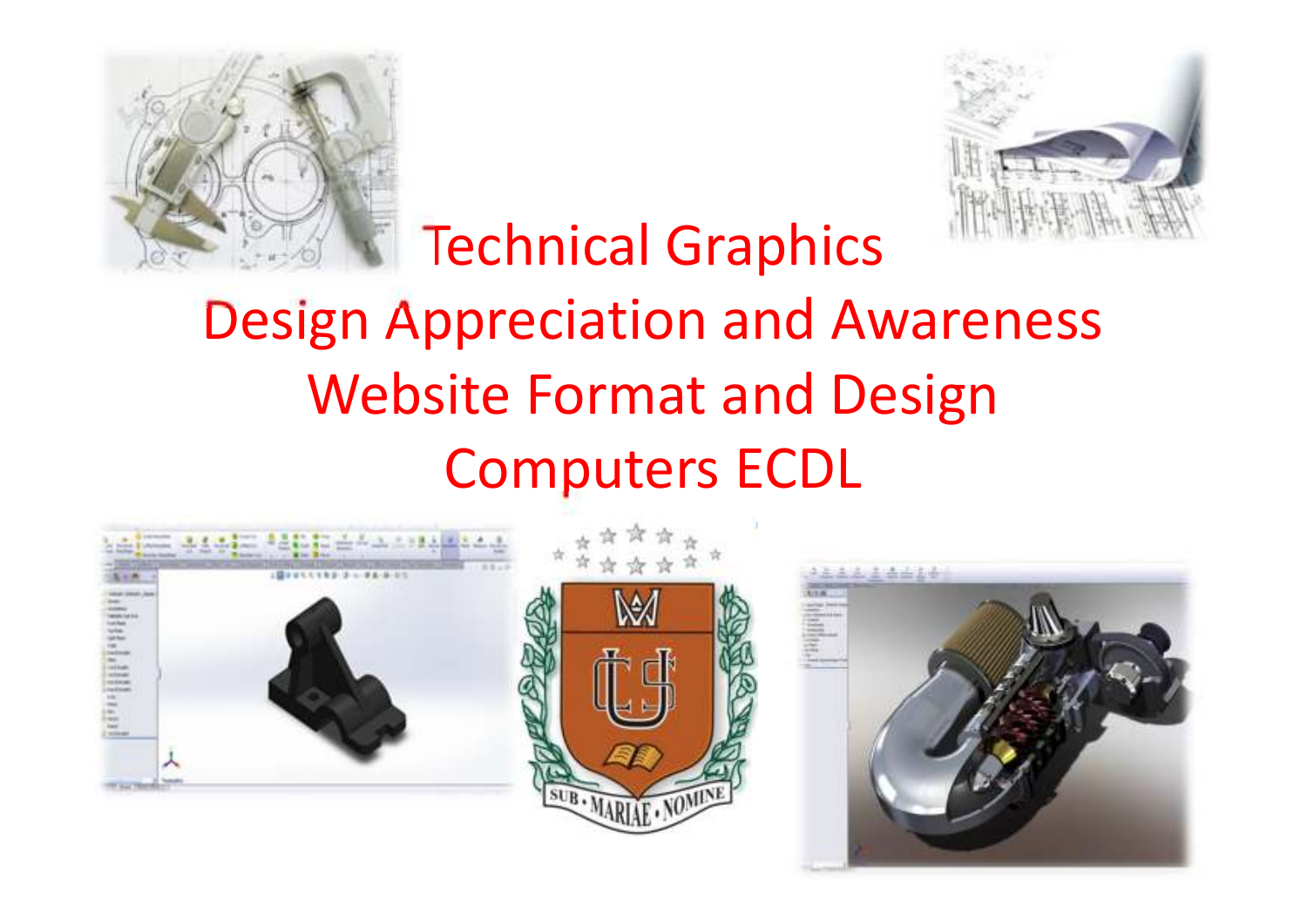# Technical Graphics

# Design Appreciation and Awareness

# Website Format and Design

# Computers ECDL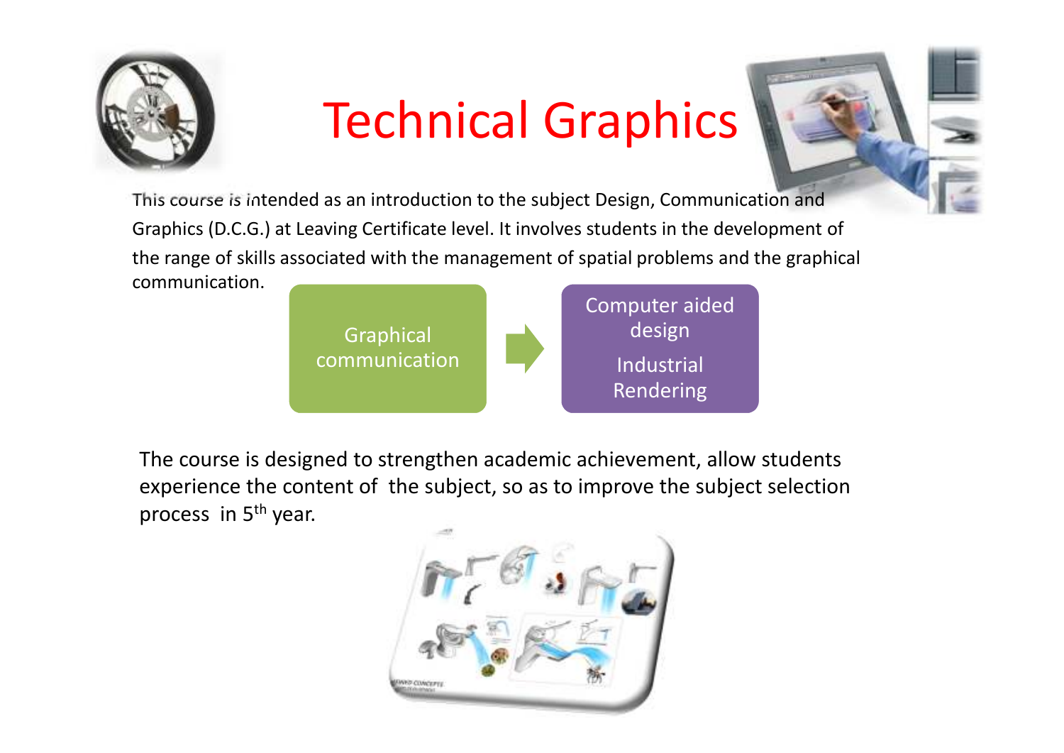# Technical Graphics

This course is intended as an introduction to the subject Design, Communication and Graphics (D.C.G.) at Leaving Certificate level. It involves students in the development of the range of skills associated with the management of spatial problems and the graphical communication.

Graphical communication → Computer aided design; Industrial Rendering

The course is designed to strengthen academic achievement, allow students experience the content of the subject, so as to improve the subject selection process in 5th year.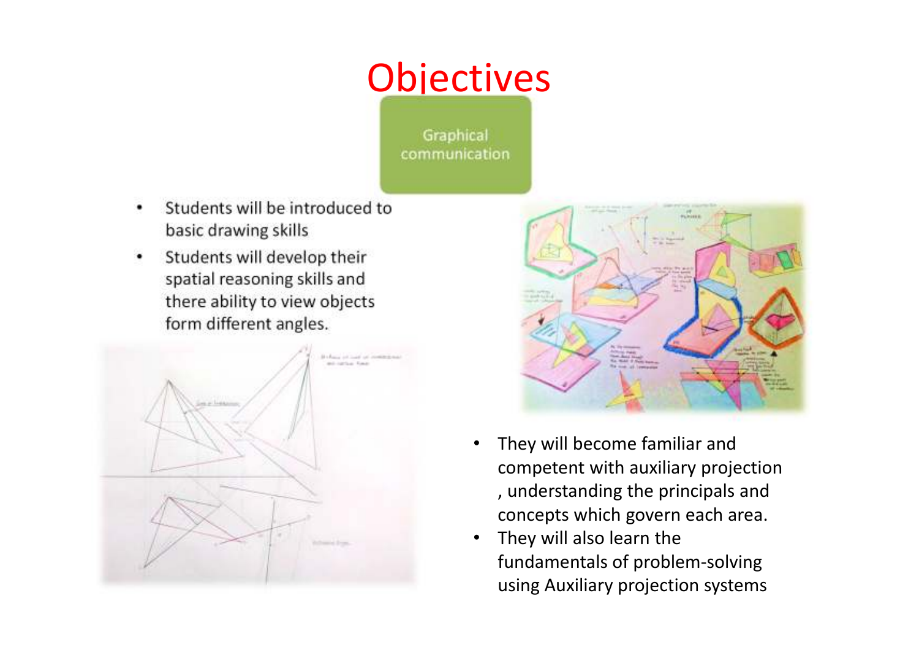# Objectives

Graphical communication

- Students will be introduced to basic drawing skills
- Students will develop their spatial reasoning skills and there ability to view objects form different angles.

- They will become familiar and competent with auxiliary projection , understanding the principals and concepts which govern each area.
- They will also learn the fundamentals of problem-solving using Auxiliary projection systems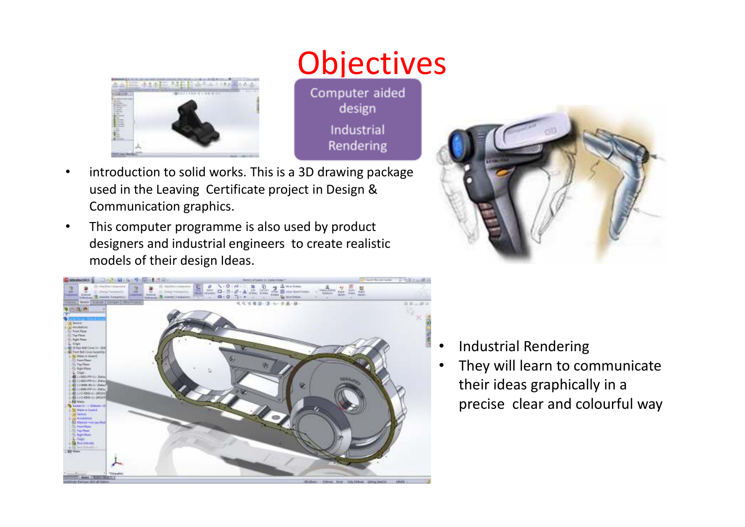# Objectives

Computer aided design

Industrial Rendering

- introduction to solid works. This is a 3D drawing package used in the Leaving  Certificate project in Design & Communication graphics.
- This computer programme is also used by product designers and industrial engineers  to create realistic models of their design Ideas.

- Industrial Rendering
- They will learn to communicate their ideas graphically in a precise  clear and colourful way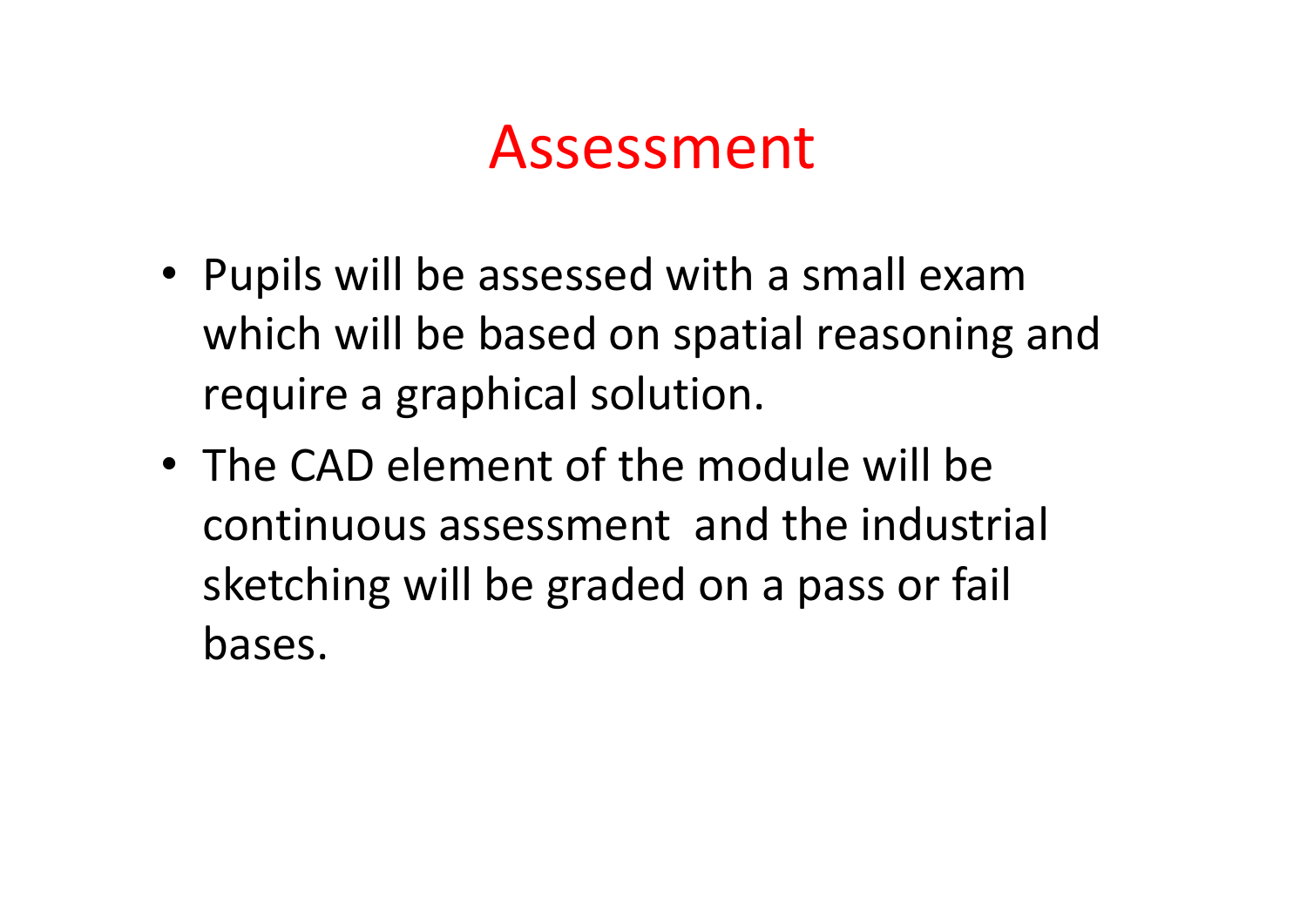# Assessment

- Pupils will be assessed with a small exam which will be based on spatial reasoning and require a graphical solution.
- The CAD element of the module will be continuous assessment and the industrial sketching will be graded on a pass or fail bases.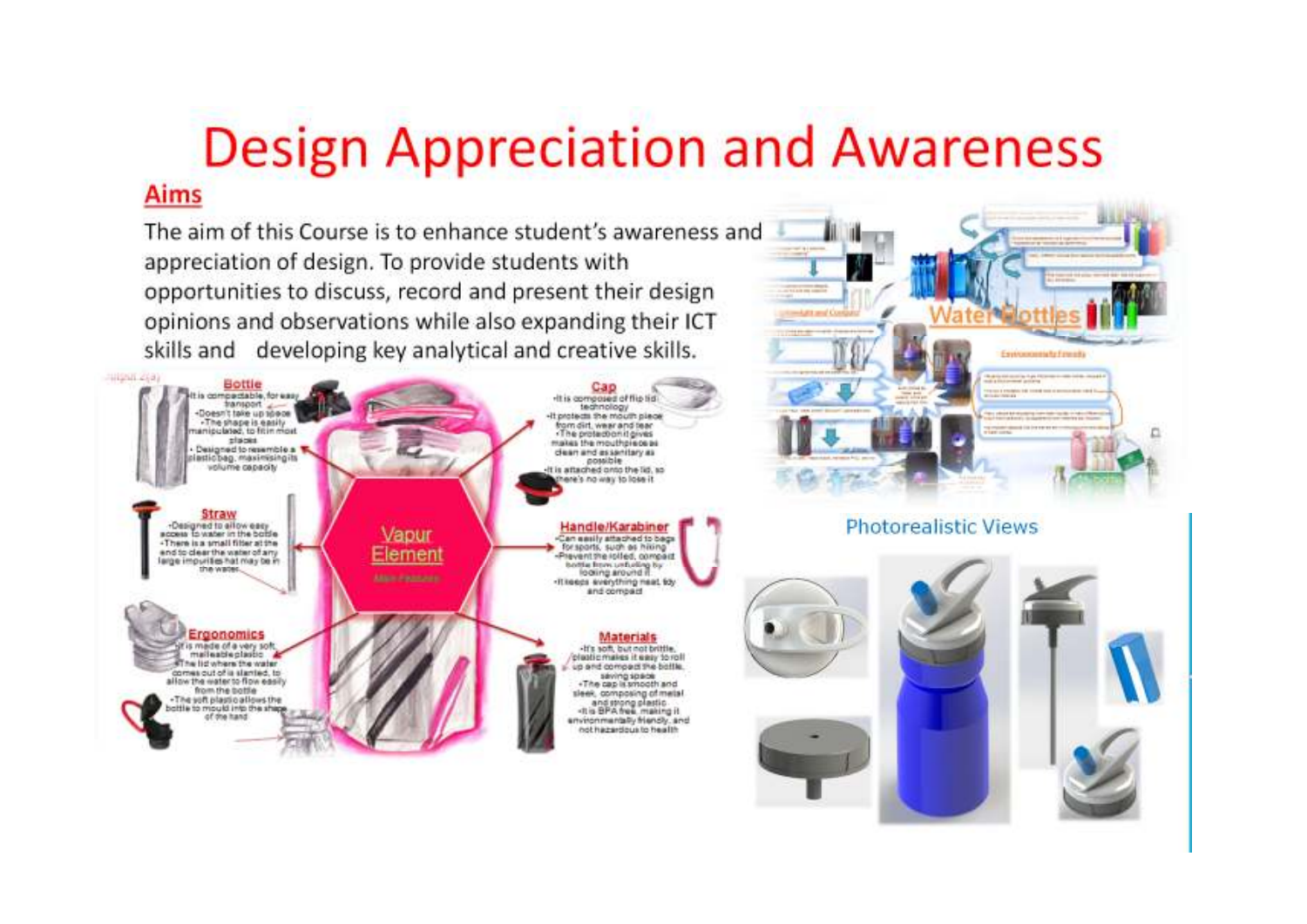# Design Appreciation and Awareness

## Aims

The aim of this Course is to enhance student's awareness and appreciation of design. To provide students with opportunities to discuss, record and present their design opinions and observations while also expanding their ICT skills and developing key analytical and creative skills.

Photorealistic Views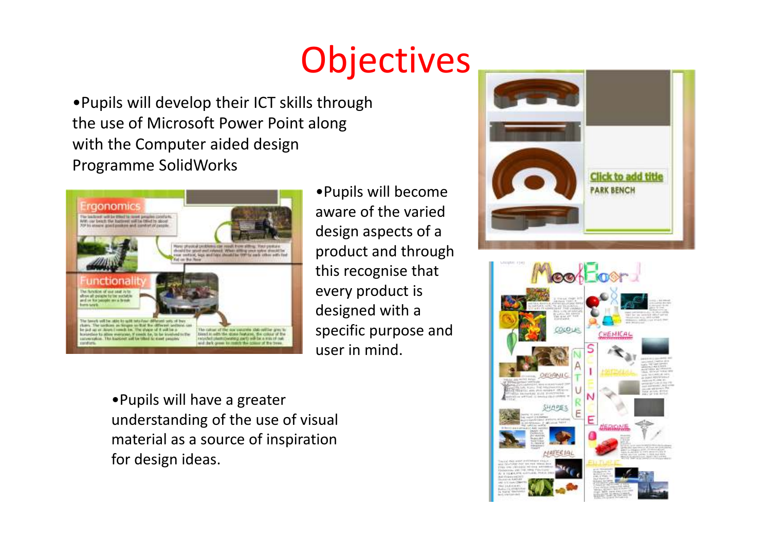# Objectives

- Pupils will develop their ICT skills through the use of Microsoft Power Point along with the Computer aided design Programme SolidWorks

- Pupils will become aware of the varied design aspects of a product and through this recognise that every product is designed with a specific purpose and user in mind.

- Pupils will have a greater understanding of the use of visual material as a source of inspiration for design ideas.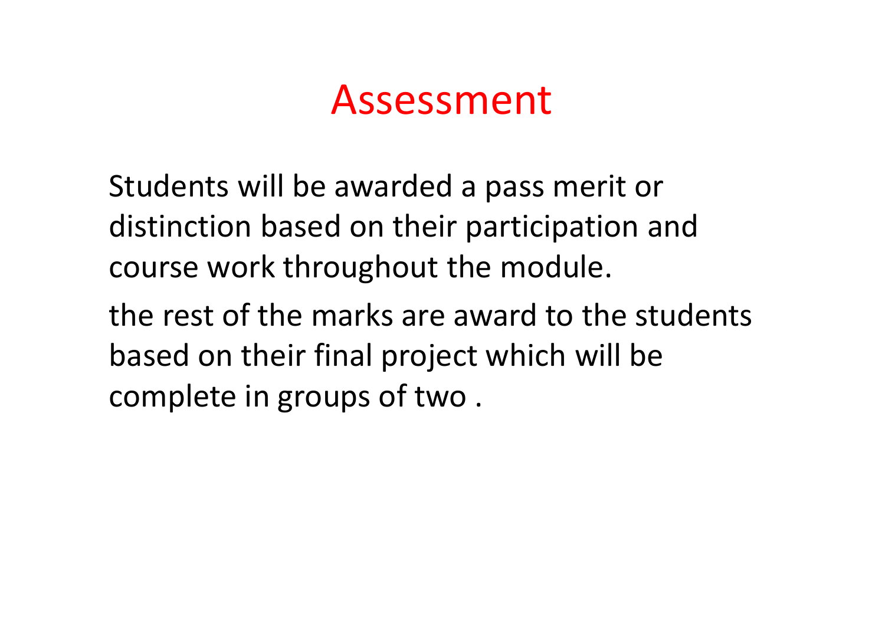# Assessment

Students will be awarded a pass merit or distinction based on their participation and course work throughout the module.

the rest of the marks are award to the students based on their final project which will be complete in groups of two .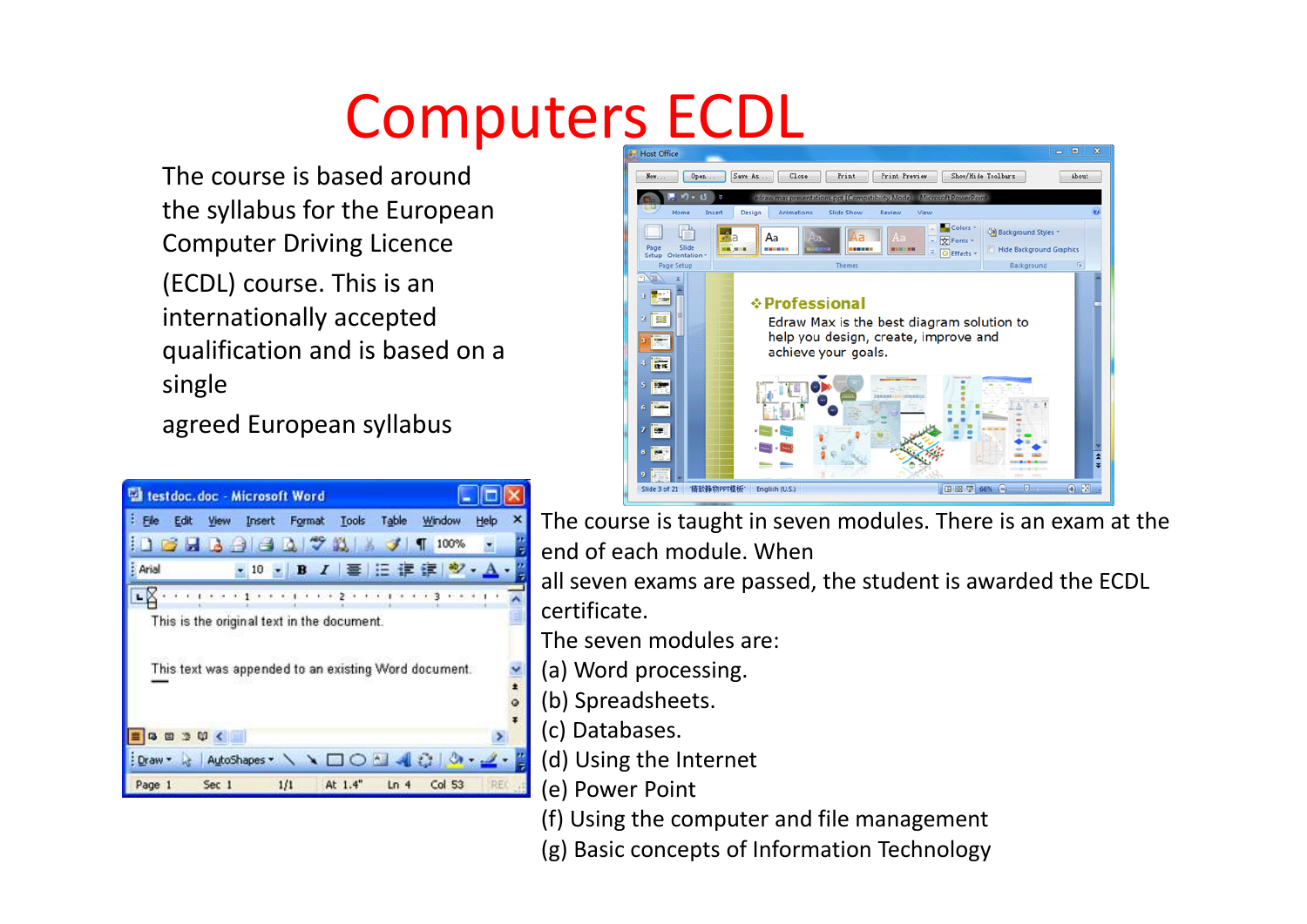# Computers ECDL

The course is based around the syllabus for the European Computer Driving Licence (ECDL) course. This is an internationally accepted qualification and is based on a single agreed European syllabus

The course is taught in seven modules. There is an exam at the end of each module. When all seven exams are passed, the student is awarded the ECDL certificate.

The seven modules are:

(a) Word processing.
(b) Spreadsheets.
(c) Databases.
(d) Using the Internet
(e) Power Point
(f) Using the computer and file management
(g) Basic concepts of Information Technology